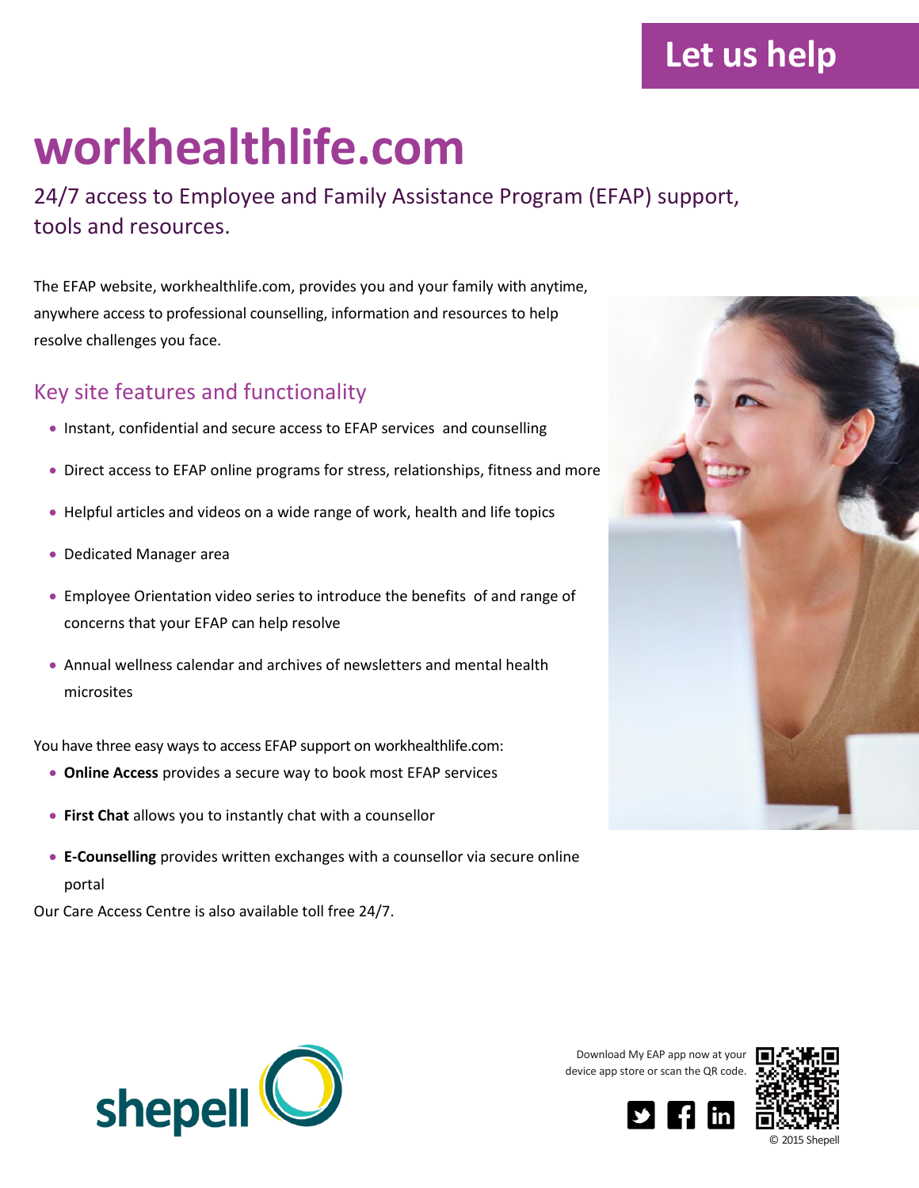**Let us help**

# workhealthlife.com

## 24/7 access to Employee and Family Assistance Program (EFAP) support, tools and resources.

The EFAP website, workhealthlife.com, provides you and your family with anytime, anywhere access to professional counselling, information and resources to help resolve challenges you face.

### Key site features and functionality

- Instant, confidential and secure access to EFAP services and counselling
- Direct access to EFAP online programs for stress, relationships, fitness and more
- Helpful articles and videos on a wide range of work, health and life topics
- Dedicated Manager area
- Employee Orientation video series to introduce the benefits of and range of concerns that your EFAP can help resolve
- Annual wellness calendar and archives of newsletters and mental health microsites

You have three easy ways to access EFAP support on workhealthlife.com:

- **Online Access** provides a secure way to book most EFAP services
- **First Chat** allows you to instantly chat with a counsellor
- **E-Counselling** provides written exchanges with a counsellor via secure online portal

Our Care Access Centre is also available toll free 24/7.

shepell

Download My EAP app now at your device app store or scan the QR code.

© 2015 Shepell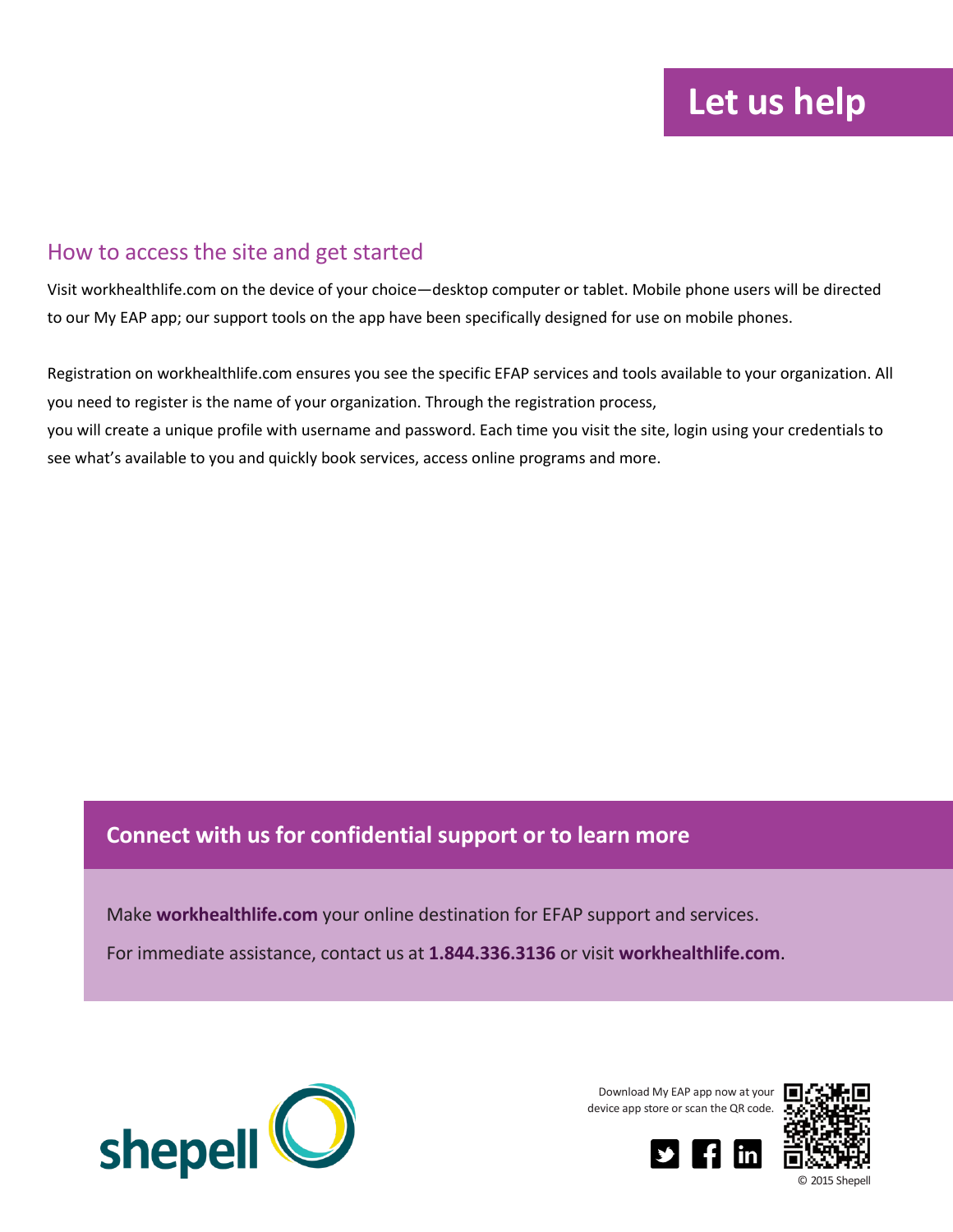# Let us help

## How to access the site and get started

Visit workhealthlife.com on the device of your choice—desktop computer or tablet. Mobile phone users will be directed to our My EAP app; our support tools on the app have been specifically designed for use on mobile phones.

Registration on workhealthlife.com ensures you see the specific EFAP services and tools available to your organization. All you need to register is the name of your organization. Through the registration process, you will create a unique profile with username and password. Each time you visit the site, login using your credentials to see what's available to you and quickly book services, access online programs and more.

## Connect with us for confidential support or to learn more

Make **workhealthlife.com** your online destination for EFAP support and services.

For immediate assistance, contact us at **1.844.336.3136** or visit **workhealthlife.com**.

shepell

Download My EAP app now at your device app store or scan the QR code.

© 2015 Shepell